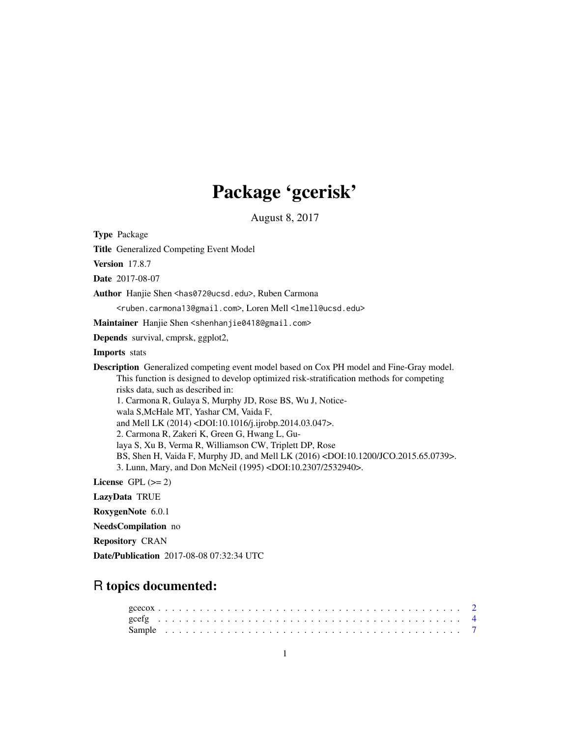# Package 'gcerisk'

August 8, 2017

**Type** Package

**Title** Generalized Competing Event Model

**Version** 17.8.7

**Date** 2017-08-07

**Author** Hanjie Shen <has072@ucsd.edu>, Ruben Carmona <ruben.carmona13@gmail.com>, Loren Mell <lmell@ucsd.edu>

**Maintainer** Hanjie Shen <shenhanjie0418@gmail.com>

**Depends** survival, cmprsk, ggplot2,

**Imports** stats

**Description** Generalized competing event model based on Cox PH model and Fine-Gray model. This function is designed to develop optimized risk-stratification methods for competing risks data, such as described in:
1. Carmona R, Gulaya S, Murphy JD, Rose BS, Wu J, Noticewala S,McHale MT, Yashar CM, Vaida F, and Mell LK (2014) <DOI:10.1016/j.ijrobp.2014.03.047>.
2. Carmona R, Zakeri K, Green G, Hwang L, Gulaya S, Xu B, Verma R, Williamson CW, Triplett DP, Rose BS, Shen H, Vaida F, Murphy JD, and Mell LK (2016) <DOI:10.1200/JCO.2015.65.0739>.
3. Lunn, Mary, and Don McNeil (1995) <DOI:10.2307/2532940>.

**License** GPL (>= 2)

**LazyData** TRUE

**RoxygenNote** 6.0.1

**NeedsCompilation** no

**Repository** CRAN

**Date/Publication** 2017-08-08 07:32:34 UTC

## R topics documented:

gcecox . . . . . . . . . . . . . . . . . . . . . . . . . . . . . . . . . . . . . . . . . 2
gcefg . . . . . . . . . . . . . . . . . . . . . . . . . . . . . . . . . . . . . . . . . . 4
Sample . . . . . . . . . . . . . . . . . . . . . . . . . . . . . . . . . . . . . . . . . 7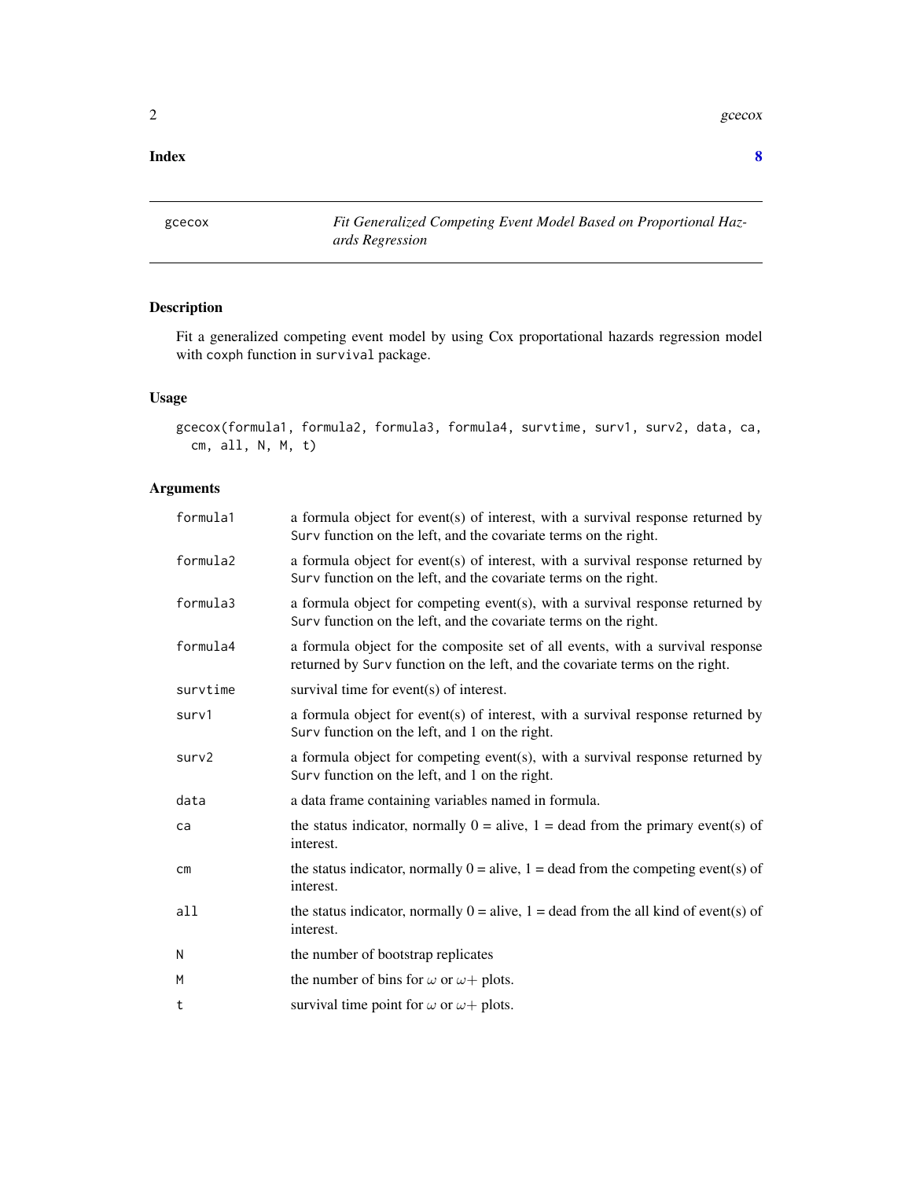**Index** **8**

---

gcecox — *Fit Generalized Competing Event Model Based on Proportional Hazards Regression*

---

## Description

Fit a generalized competing event model by using Cox proportational hazards regression model with coxph function in survival package.

## Usage

```
gcecox(formula1, formula2, formula3, formula4, survtime, surv1, surv2, data, ca,
  cm, all, N, M, t)
```

## Arguments

| | |
|---|---|
| formula1 | a formula object for event(s) of interest, with a survival response returned by Surv function on the left, and the covariate terms on the right. |
| formula2 | a formula object for event(s) of interest, with a survival response returned by Surv function on the left, and the covariate terms on the right. |
| formula3 | a formula object for competing event(s), with a survival response returned by Surv function on the left, and the covariate terms on the right. |
| formula4 | a formula object for the composite set of all events, with a survival response returned by Surv function on the left, and the covariate terms on the right. |
| survtime | survival time for event(s) of interest. |
| surv1 | a formula object for event(s) of interest, with a survival response returned by Surv function on the left, and 1 on the right. |
| surv2 | a formula object for competing event(s), with a survival response returned by Surv function on the left, and 1 on the right. |
| data | a data frame containing variables named in formula. |
| ca | the status indicator, normally 0 = alive, 1 = dead from the primary event(s) of interest. |
| cm | the status indicator, normally 0 = alive, 1 = dead from the competing event(s) of interest. |
| all | the status indicator, normally 0 = alive, 1 = dead from the all kind of event(s) of interest. |
| N | the number of bootstrap replicates |
| M | the number of bins for $\omega$ or $\omega+$ plots. |
| t | survival time point for $\omega$ or $\omega+$ plots. |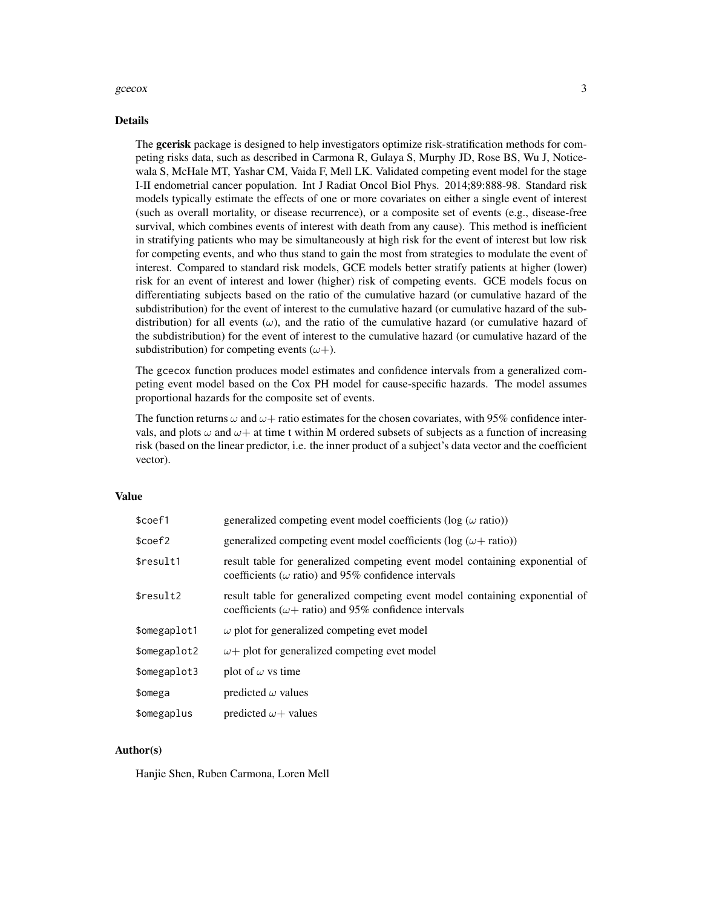## Details

The **gcerisk** package is designed to help investigators optimize risk-stratification methods for competing risks data, such as described in Carmona R, Gulaya S, Murphy JD, Rose BS, Wu J, Noticewala S, McHale MT, Yashar CM, Vaida F, Mell LK. Validated competing event model for the stage I-II endometrial cancer population. Int J Radiat Oncol Biol Phys. 2014;89:888-98. Standard risk models typically estimate the effects of one or more covariates on either a single event of interest (such as overall mortality, or disease recurrence), or a composite set of events (e.g., disease-free survival, which combines events of interest with death from any cause). This method is inefficient in stratifying patients who may be simultaneously at high risk for the event of interest but low risk for competing events, and who thus stand to gain the most from strategies to modulate the event of interest. Compared to standard risk models, GCE models better stratify patients at higher (lower) risk for an event of interest and lower (higher) risk of competing events. GCE models focus on differentiating subjects based on the ratio of the cumulative hazard (or cumulative hazard of the subdistribution) for the event of interest to the cumulative hazard (or cumulative hazard of the subdistribution) for all events ($\omega$), and the ratio of the cumulative hazard (or cumulative hazard of the subdistribution) for the event of interest to the cumulative hazard (or cumulative hazard of the subdistribution) for competing events ($\omega+$).

The `gcecox` function produces model estimates and confidence intervals from a generalized competing event model based on the Cox PH model for cause-specific hazards. The model assumes proportional hazards for the composite set of events.

The function returns $\omega$ and $\omega+$ ratio estimates for the chosen covariates, with 95% confidence intervals, and plots $\omega$ and $\omega+$ at time t within M ordered subsets of subjects as a function of increasing risk (based on the linear predictor, i.e. the inner product of a subject's data vector and the coefficient vector).

## Value

| | |
|---|---|
| `$coef1` | generalized competing event model coefficients (log ($\omega$ ratio)) |
| `$coef2` | generalized competing event model coefficients (log ($\omega+$ ratio)) |
| `$result1` | result table for generalized competing event model containing exponential of coefficients ($\omega$ ratio) and 95% confidence intervals |
| `$result2` | result table for generalized competing event model containing exponential of coefficients ($\omega+$ ratio) and 95% confidence intervals |
| `$omegaplot1` | $\omega$ plot for generalized competing evet model |
| `$omegaplot2` | $\omega+$ plot for generalized competing evet model |
| `$omegaplot3` | plot of $\omega$ vs time |
| `$omega` | predicted $\omega$ values |
| `$omegaplus` | predicted $\omega+$ values |

## Author(s)

Hanjie Shen, Ruben Carmona, Loren Mell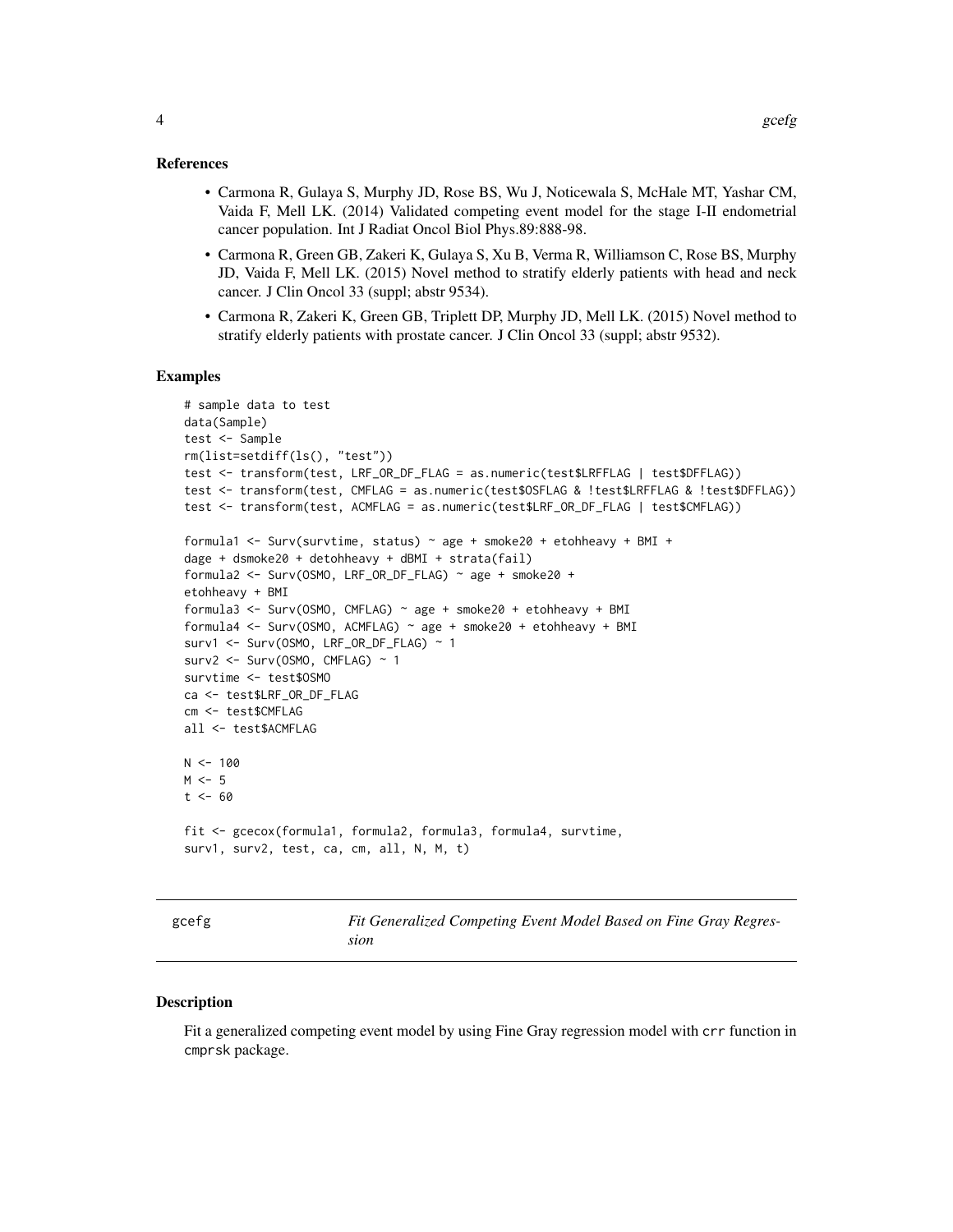### References

- Carmona R, Gulaya S, Murphy JD, Rose BS, Wu J, Noticewala S, McHale MT, Yashar CM, Vaida F, Mell LK. (2014) Validated competing event model for the stage I-II endometrial cancer population. Int J Radiat Oncol Biol Phys.89:888-98.
- Carmona R, Green GB, Zakeri K, Gulaya S, Xu B, Verma R, Williamson C, Rose BS, Murphy JD, Vaida F, Mell LK. (2015) Novel method to stratify elderly patients with head and neck cancer. J Clin Oncol 33 (suppl; abstr 9534).
- Carmona R, Zakeri K, Green GB, Triplett DP, Murphy JD, Mell LK. (2015) Novel method to stratify elderly patients with prostate cancer. J Clin Oncol 33 (suppl; abstr 9532).

### Examples

```
# sample data to test
data(Sample)
test <- Sample
rm(list=setdiff(ls(), "test"))
test <- transform(test, LRF_OR_DF_FLAG = as.numeric(test$LRFFLAG | test$DFFLAG))
test <- transform(test, CMFLAG = as.numeric(test$OSFLAG & !test$LRFFLAG & !test$DFFLAG))
test <- transform(test, ACMFLAG = as.numeric(test$LRF_OR_DF_FLAG | test$CMFLAG))

formula1 <- Surv(survtime, status) ~ age + smoke20 + etohheavy + BMI +
dage + dsmoke20 + detohheavy + dBMI + strata(fail)
formula2 <- Surv(OSMO, LRF_OR_DF_FLAG) ~ age + smoke20 +
etohheavy + BMI
formula3 <- Surv(OSMO, CMFLAG) ~ age + smoke20 + etohheavy + BMI
formula4 <- Surv(OSMO, ACMFLAG) ~ age + smoke20 + etohheavy + BMI
surv1 <- Surv(OSMO, LRF_OR_DF_FLAG) ~ 1
surv2 <- Surv(OSMO, CMFLAG) ~ 1
survtime <- test$OSMO
ca <- test$LRF_OR_DF_FLAG
cm <- test$CMFLAG
all <- test$ACMFLAG

N <- 100
M <- 5
t <- 60

fit <- gcecox(formula1, formula2, formula3, formula4, survtime,
surv1, surv2, test, ca, cm, all, N, M, t)
```

## gcefg — *Fit Generalized Competing Event Model Based on Fine Gray Regression*

### Description

Fit a generalized competing event model by using Fine Gray regression model with crr function in cmprsk package.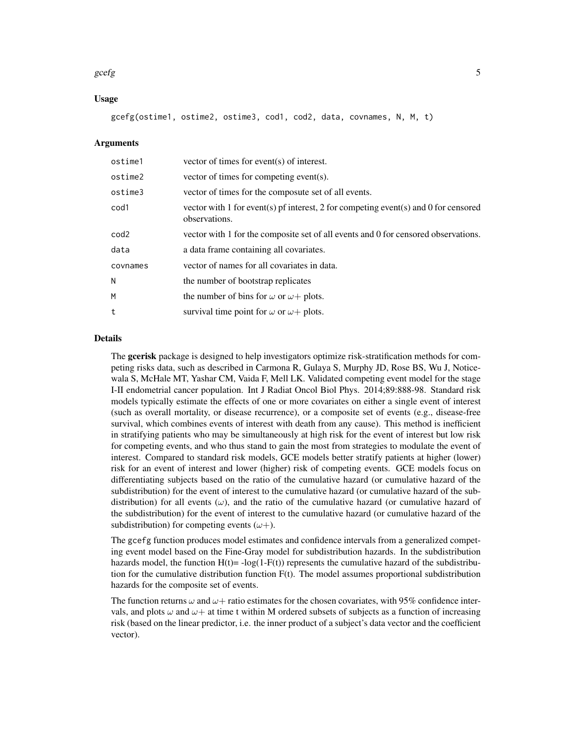### Usage

```
gcefg(ostime1, ostime2, ostime3, cod1, cod2, data, covnames, N, M, t)
```

### Arguments

| | |
|---|---|
| ostime1 | vector of times for event(s) of interest. |
| ostime2 | vector of times for competing event(s). |
| ostime3 | vector of times for the composute set of all events. |
| cod1 | vector with 1 for event(s) pf interest, 2 for competing event(s) and 0 for censored observations. |
| cod2 | vector with 1 for the composite set of all events and 0 for censored observations. |
| data | a data frame containing all covariates. |
| covnames | vector of names for all covariates in data. |
| N | the number of bootstrap replicates |
| M | the number of bins for $\omega$ or $\omega+$ plots. |
| t | survival time point for $\omega$ or $\omega+$ plots. |

### Details

The **gcerisk** package is designed to help investigators optimize risk-stratification methods for competing risks data, such as described in Carmona R, Gulaya S, Murphy JD, Rose BS, Wu J, Noticewala S, McHale MT, Yashar CM, Vaida F, Mell LK. Validated competing event model for the stage I-II endometrial cancer population. Int J Radiat Oncol Biol Phys. 2014;89:888-98. Standard risk models typically estimate the effects of one or more covariates on either a single event of interest (such as overall mortality, or disease recurrence), or a composite set of events (e.g., disease-free survival, which combines events of interest with death from any cause). This method is inefficient in stratifying patients who may be simultaneously at high risk for the event of interest but low risk for competing events, and who thus stand to gain the most from strategies to modulate the event of interest. Compared to standard risk models, GCE models better stratify patients at higher (lower) risk for an event of interest and lower (higher) risk of competing events. GCE models focus on differentiating subjects based on the ratio of the cumulative hazard (or cumulative hazard of the subdistribution) for the event of interest to the cumulative hazard (or cumulative hazard of the subdistribution) for all events ($\omega$), and the ratio of the cumulative hazard (or cumulative hazard of the subdistribution) for the event of interest to the cumulative hazard (or cumulative hazard of the subdistribution) for competing events ($\omega+$).

The gcefg function produces model estimates and confidence intervals from a generalized competing event model based on the Fine-Gray model for subdistribution hazards. In the subdistribution hazards model, the function $H(t)= -\log(1-F(t))$ represents the cumulative hazard of the subdistribution for the cumulative distribution function $F(t)$. The model assumes proportional subdistribution hazards for the composite set of events.

The function returns $\omega$ and $\omega+$ ratio estimates for the chosen covariates, with 95% confidence intervals, and plots $\omega$ and $\omega+$ at time t within M ordered subsets of subjects as a function of increasing risk (based on the linear predictor, i.e. the inner product of a subject's data vector and the coefficient vector).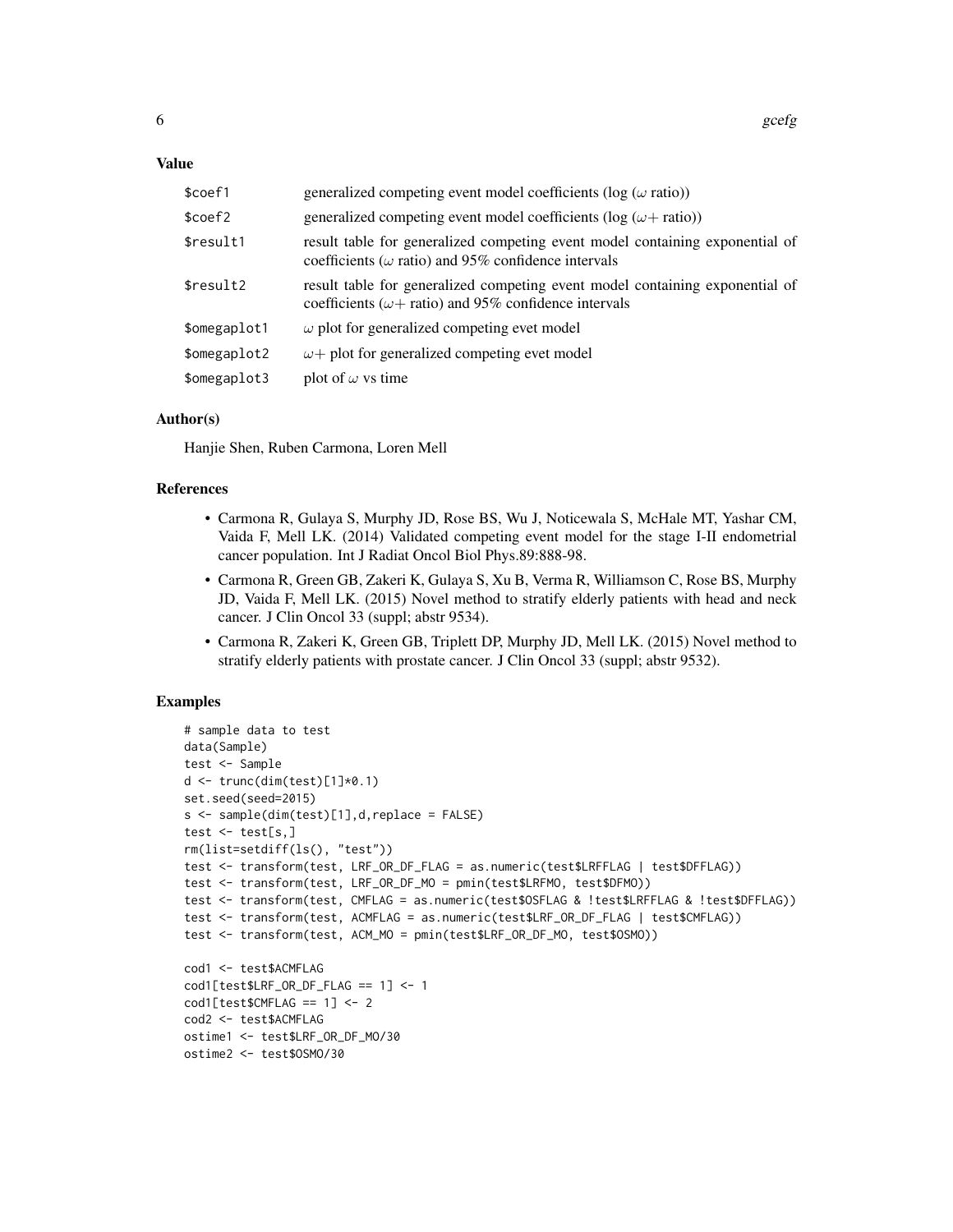### Value

| | |
|---|---|
| $coef1 | generalized competing event model coefficients (log ($\omega$ ratio)) |
| $coef2 | generalized competing event model coefficients (log ($\omega+$ ratio)) |
| $result1 | result table for generalized competing event model containing exponential of coefficients ($\omega$ ratio) and 95% confidence intervals |
| $result2 | result table for generalized competing event model containing exponential of coefficients ($\omega+$ ratio) and 95% confidence intervals |
| $omegaplot1 | $\omega$ plot for generalized competing evet model |
| $omegaplot2 | $\omega+$ plot for generalized competing evet model |
| $omegaplot3 | plot of $\omega$ vs time |

### Author(s)

Hanjie Shen, Ruben Carmona, Loren Mell

### References

- Carmona R, Gulaya S, Murphy JD, Rose BS, Wu J, Noticewala S, McHale MT, Yashar CM, Vaida F, Mell LK. (2014) Validated competing event model for the stage I-II endometrial cancer population. Int J Radiat Oncol Biol Phys.89:888-98.
- Carmona R, Green GB, Zakeri K, Gulaya S, Xu B, Verma R, Williamson C, Rose BS, Murphy JD, Vaida F, Mell LK. (2015) Novel method to stratify elderly patients with head and neck cancer. J Clin Oncol 33 (suppl; abstr 9534).
- Carmona R, Zakeri K, Green GB, Triplett DP, Murphy JD, Mell LK. (2015) Novel method to stratify elderly patients with prostate cancer. J Clin Oncol 33 (suppl; abstr 9532).

### Examples

```
# sample data to test
data(Sample)
test <- Sample
d <- trunc(dim(test)[1]*0.1)
set.seed(seed=2015)
s <- sample(dim(test)[1],d,replace = FALSE)
test <- test[s,]
rm(list=setdiff(ls(), "test"))
test <- transform(test, LRF_OR_DF_FLAG = as.numeric(test$LRFFLAG | test$DFFLAG))
test <- transform(test, LRF_OR_DF_MO = pmin(test$LRFMO, test$DFMO))
test <- transform(test, CMFLAG = as.numeric(test$OSFLAG & !test$LRFFLAG & !test$DFFLAG))
test <- transform(test, ACMFLAG = as.numeric(test$LRF_OR_DF_FLAG | test$CMFLAG))
test <- transform(test, ACM_MO = pmin(test$LRF_OR_DF_MO, test$OSMO))

cod1 <- test$ACMFLAG
cod1[test$LRF_OR_DF_FLAG == 1] <- 1
cod1[test$CMFLAG == 1] <- 2
cod2 <- test$ACMFLAG
ostime1 <- test$LRF_OR_DF_MO/30
ostime2 <- test$OSMO/30
```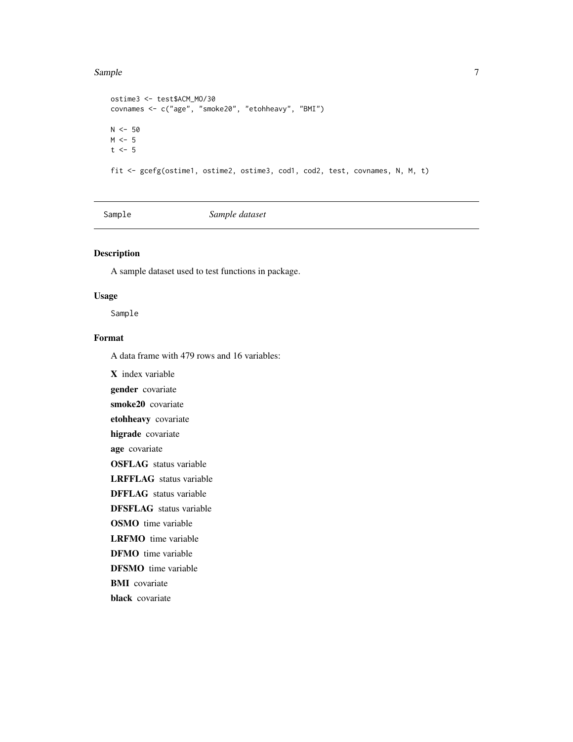```
ostime3 <- test$ACM_MO/30
covnames <- c("age", "smoke20", "etohheavy", "BMI")

N <- 50
M <- 5
t <- 5

fit <- gcefg(ostime1, ostime2, ostime3, cod1, cod2, test, covnames, N, M, t)
```

---

Sample *Sample dataset*

---

### Description

A sample dataset used to test functions in package.

### Usage

```
Sample
```

### Format

A data frame with 479 rows and 16 variables:

**X** index variable

**gender** covariate

**smoke20** covariate

**etohheavy** covariate

**higrade** covariate

**age** covariate

**OSFLAG** status variable

**LRFFLAG** status variable

**DFFLAG** status variable

**DFSFLAG** status variable

**OSMO** time variable

**LRFMO** time variable

**DFMO** time variable

**DFSMO** time variable

**BMI** covariate

**black** covariate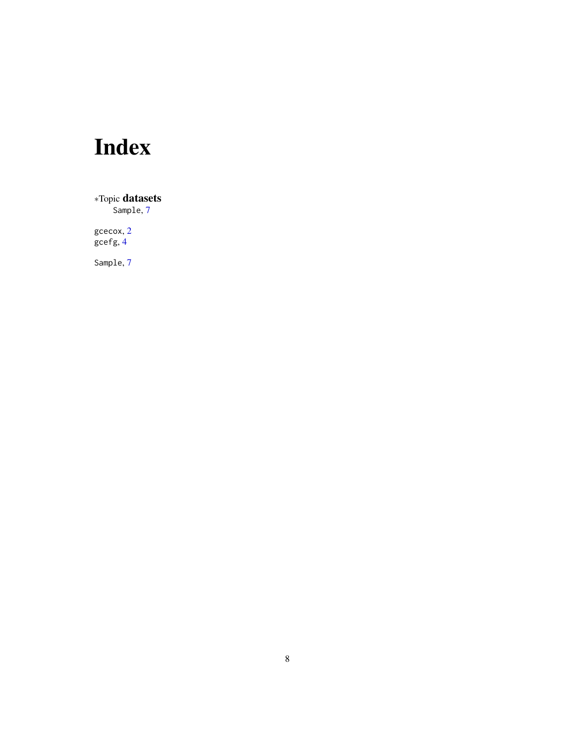# Index

*Topic **datasets**
  Sample, 7

gcecox, 2
gcefg, 4

Sample, 7